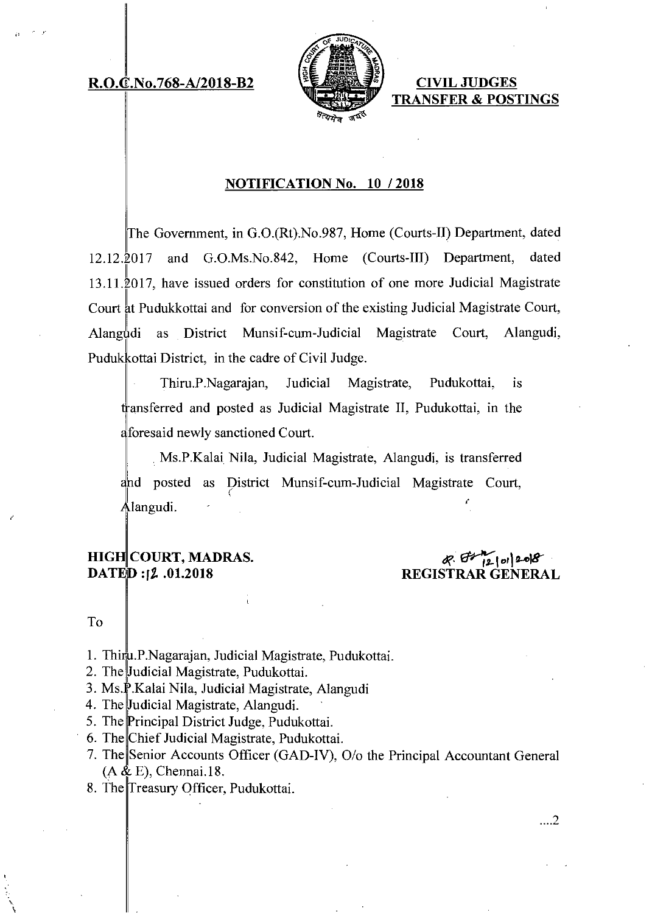**R.O.C.No.768-A/2018-B2**

**CIVIL JUDGES TRANSFER & POSTINGS**

## NOTIFICATION No. 10 / 2018

The Government, in G.O.(Rt).No.987, Home (Courts-II) Department, dated 12.12.2017 and G.O.Ms.No.842, Home (Courts-III) Department, dated 13.11.2017, have issued orders for constitution of one more Judicial Magistrate Court at Pudukkottai and for conversion of the existing Judicial Magistrate Court, Alangudi as District Munsif-cum-Judicial Magistrate Court, Alangudi, Pudukkottai District, in the cadre of Civil Judge.

Thiru.P.Nagarajan, Judicial Magistrate, Pudukottai, is transferred and posted as Judicial Magistrate II, Pudukottai, in the aforesaid newly sanctioned Court.

Ms.P.Kalai Nila, Judicial Magistrate, Alangudi, is transferred and posted as District Munsif-cum-Judicial Magistrate Court, Alangudi.

**HIGH COURT, MADRAS.**
**DATED :12 .01.2018**

**REGISTRAR GENERAL**

To

1. Thiru.P.Nagarajan, Judicial Magistrate, Pudukottai.
2. The Judicial Magistrate, Pudukottai.
3. Ms.P.Kalai Nila, Judicial Magistrate, Alangudi
4. The Judicial Magistrate, Alangudi.
5. The Principal District Judge, Pudukottai.
6. The Chief Judicial Magistrate, Pudukottai.
7. The Senior Accounts Officer (GAD-IV), O/o the Principal Accountant General (A & E), Chennai.18.
8. The Treasury Officer, Pudukottai.

....2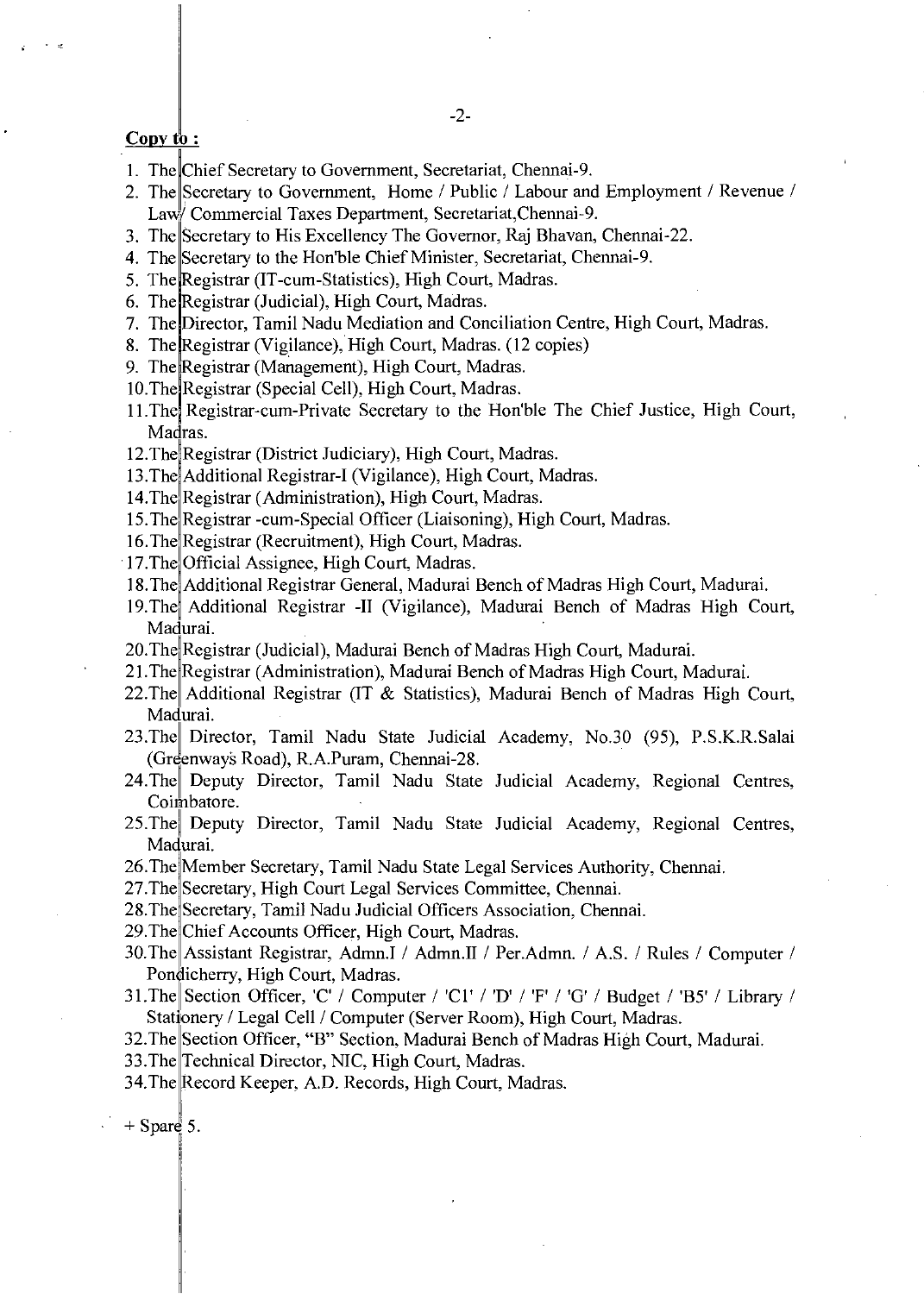**Copy to :**

1. The Chief Secretary to Government, Secretariat, Chennai-9.
2. The Secretary to Government, Home / Public / Labour and Employment / Revenue / Law / Commercial Taxes Department, Secretariat,Chennai-9.
3. The Secretary to His Excellency The Governor, Raj Bhavan, Chennai-22.
4. The Secretary to the Hon'ble Chief Minister, Secretariat, Chennai-9.
5. The Registrar (IT-cum-Statistics), High Court, Madras.
6. The Registrar (Judicial), High Court, Madras.
7. The Director, Tamil Nadu Mediation and Conciliation Centre, High Court, Madras.
8. The Registrar (Vigilance), High Court, Madras. (12 copies)
9. The Registrar (Management), High Court, Madras.
10. The Registrar (Special Cell), High Court, Madras.
11. The Registrar-cum-Private Secretary to the Hon'ble The Chief Justice, High Court, Madras.
12. The Registrar (District Judiciary), High Court, Madras.
13. The Additional Registrar-I (Vigilance), High Court, Madras.
14. The Registrar (Administration), High Court, Madras.
15. The Registrar -cum-Special Officer (Liaisoning), High Court, Madras.
16. The Registrar (Recruitment), High Court, Madras.
17. The Official Assignee, High Court, Madras.
18. The Additional Registrar General, Madurai Bench of Madras High Court, Madurai.
19. The Additional Registrar -II (Vigilance), Madurai Bench of Madras High Court, Madurai.
20. The Registrar (Judicial), Madurai Bench of Madras High Court, Madurai.
21. The Registrar (Administration), Madurai Bench of Madras High Court, Madurai.
22. The Additional Registrar (IT & Statistics), Madurai Bench of Madras High Court, Madurai.
23. The Director, Tamil Nadu State Judicial Academy, No.30 (95), P.S.K.R.Salai (Greenways Road), R.A.Puram, Chennai-28.
24. The Deputy Director, Tamil Nadu State Judicial Academy, Regional Centres, Coimbatore.
25. The Deputy Director, Tamil Nadu State Judicial Academy, Regional Centres, Madurai.
26. The Member Secretary, Tamil Nadu State Legal Services Authority, Chennai.
27. The Secretary, High Court Legal Services Committee, Chennai.
28. The Secretary, Tamil Nadu Judicial Officers Association, Chennai.
29. The Chief Accounts Officer, High Court, Madras.
30. The Assistant Registrar, Admn.I / Admn.II / Per.Admn. / A.S. / Rules / Computer / Pondicherry, High Court, Madras.
31. The Section Officer, 'C' / Computer / 'C1' / 'D' / 'F' / 'G' / Budget / 'B5' / Library / Stationery / Legal Cell / Computer (Server Room), High Court, Madras.
32. The Section Officer, "B" Section, Madurai Bench of Madras High Court, Madurai.
33. The Technical Director, NIC, High Court, Madras.
34. The Record Keeper, A.D. Records, High Court, Madras.

\+ Spare 5.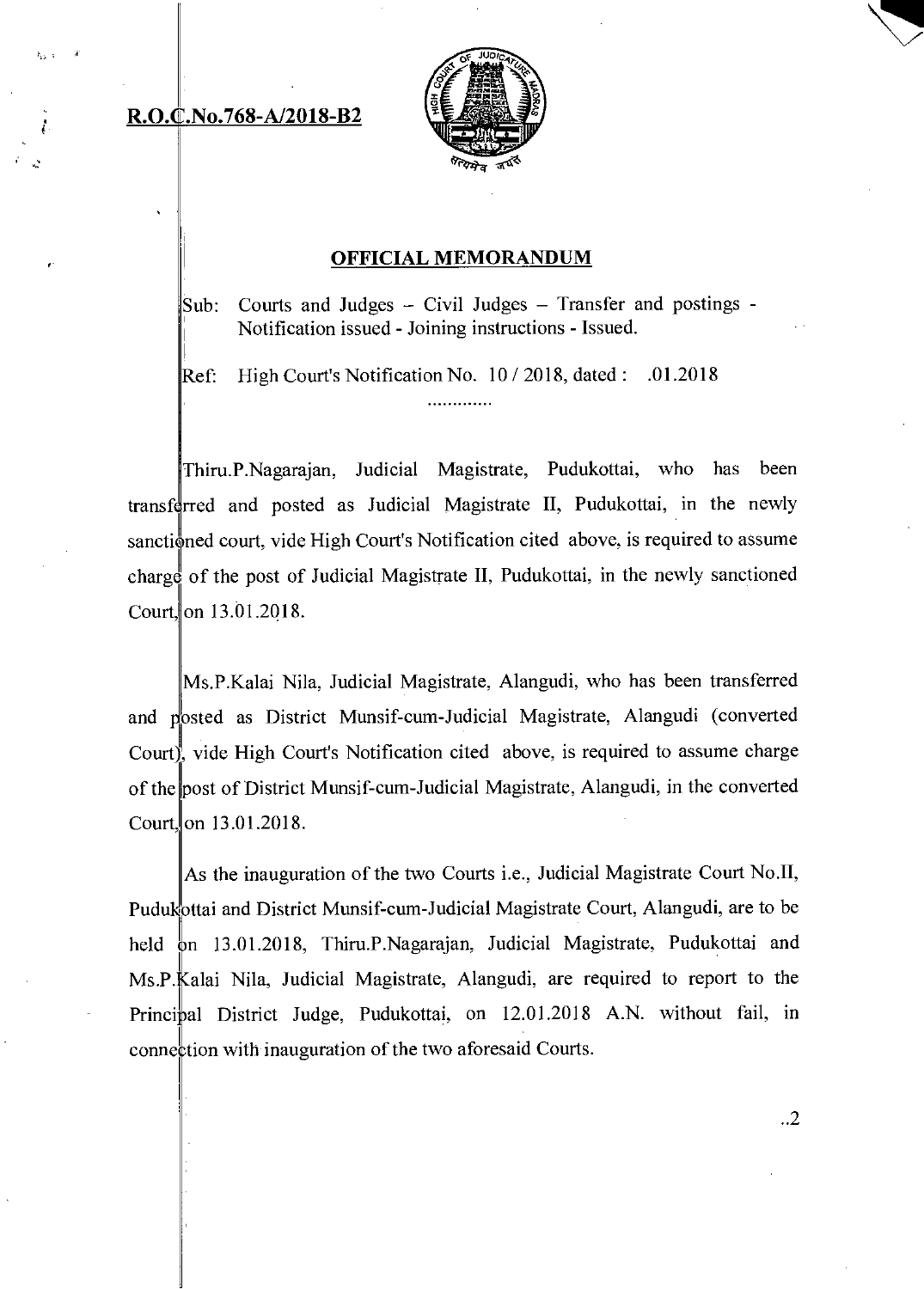**R.O.C.No.768-A/2018-B2**

## OFFICIAL MEMORANDUM

Sub: Courts and Judges – Civil Judges – Transfer and postings - Notification issued - Joining instructions - Issued.

Ref: High Court's Notification No. 10 / 2018, dated : .01.2018

.............

Thiru.P.Nagarajan, Judicial Magistrate, Pudukottai, who has been transferred and posted as Judicial Magistrate II, Pudukottai, in the newly sanctioned court, vide High Court's Notification cited above, is required to assume charge of the post of Judicial Magistrate II, Pudukottai, in the newly sanctioned Court, on 13.01.2018.

Ms.P.Kalai Nila, Judicial Magistrate, Alangudi, who has been transferred and posted as District Munsif-cum-Judicial Magistrate, Alangudi (converted Court), vide High Court's Notification cited above, is required to assume charge of the post of District Munsif-cum-Judicial Magistrate, Alangudi, in the converted Court, on 13.01.2018.

As the inauguration of the two Courts i.e., Judicial Magistrate Court No.II, Pudukottai and District Munsif-cum-Judicial Magistrate Court, Alangudi, are to be held on 13.01.2018, Thiru.P.Nagarajan, Judicial Magistrate, Pudukottai and Ms.P.Kalai Nila, Judicial Magistrate, Alangudi, are required to report to the Principal District Judge, Pudukottai, on 12.01.2018 A.N. without fail, in connection with inauguration of the two aforesaid Courts.

..2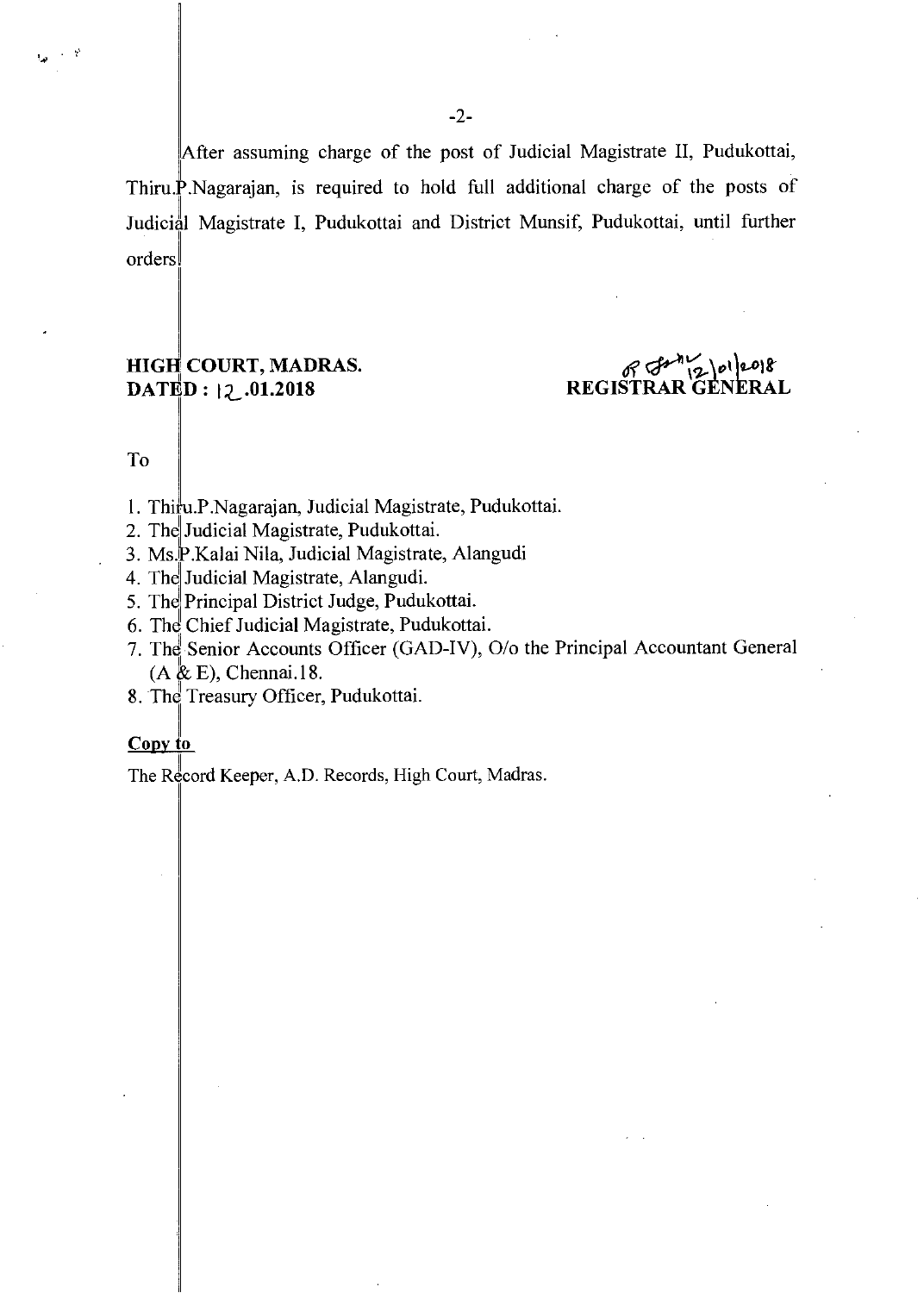After assuming charge of the post of Judicial Magistrate II, Pudukottai, Thiru.P.Nagarajan, is required to hold full additional charge of the posts of Judicial Magistrate I, Pudukottai and District Munsif, Pudukottai, until further orders.

**HIGH COURT, MADRAS.**
**DATED : 12.01.2018**

12/01/2018
**REGISTRAR GENERAL**

To

1. Thiru.P.Nagarajan, Judicial Magistrate, Pudukottai.
2. The Judicial Magistrate, Pudukottai.
3. Ms.P.Kalai Nila, Judicial Magistrate, Alangudi
4. The Judicial Magistrate, Alangudi.
5. The Principal District Judge, Pudukottai.
6. The Chief Judicial Magistrate, Pudukottai.
7. The Senior Accounts Officer (GAD-IV), O/o the Principal Accountant General (A & E), Chennai.18.
8. The Treasury Officer, Pudukottai.

**Copy to**

The Record Keeper, A.D. Records, High Court, Madras.